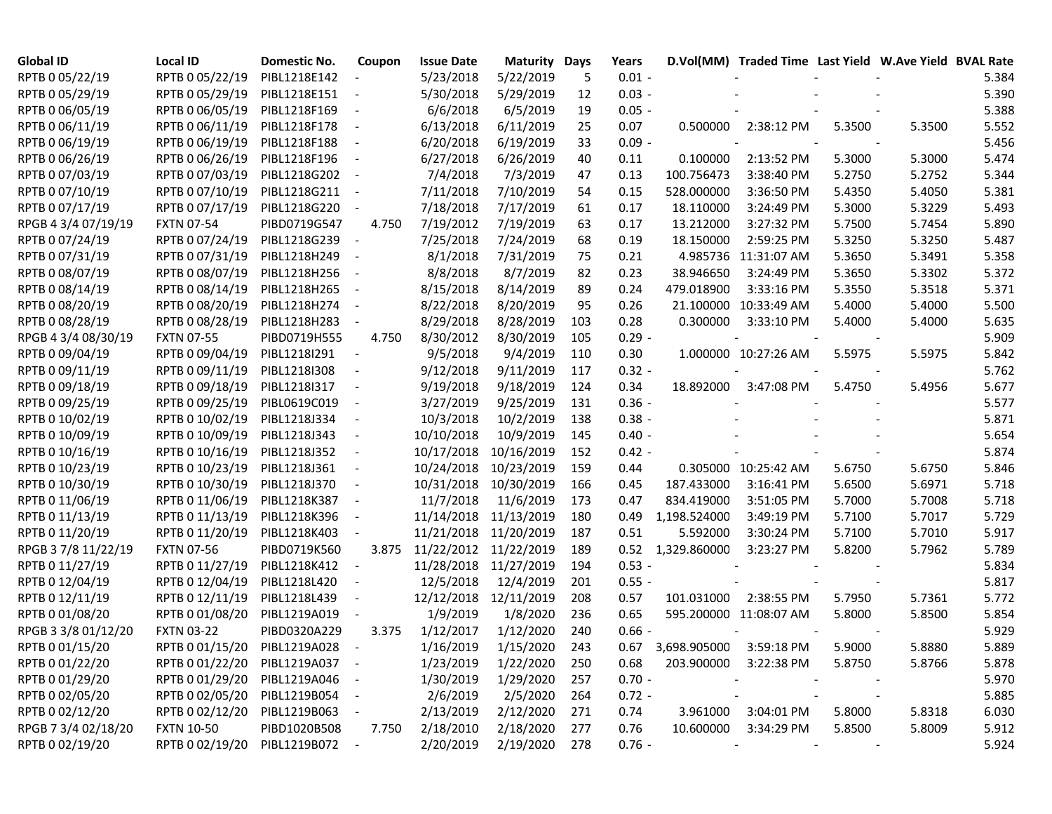| Global ID | Local ID | Domestic No. | Coupon | Issue Date | Maturity | Days | Years | D.Vol(MM) | Traded Time | Last Yield | W.Ave Yield | BVAL Rate |
|---|---|---|---|---|---|---|---|---|---|---|---|---|
| RPTB 0 05/22/19 | RPTB 0 05/22/19 | PIBL1218E142 | - | 5/23/2018 | 5/22/2019 | 5 | 0.01 | - | - | - | - | 5.384 |
| RPTB 0 05/29/19 | RPTB 0 05/29/19 | PIBL1218E151 | - | 5/30/2018 | 5/29/2019 | 12 | 0.03 | - | - | - | - | 5.390 |
| RPTB 0 06/05/19 | RPTB 0 06/05/19 | PIBL1218F169 | - | 6/6/2018 | 6/5/2019 | 19 | 0.05 | - | - | - | - | 5.388 |
| RPTB 0 06/11/19 | RPTB 0 06/11/19 | PIBL1218F178 | - | 6/13/2018 | 6/11/2019 | 25 | 0.07 | 0.500000 | 2:38:12 PM | 5.3500 | 5.3500 | 5.552 |
| RPTB 0 06/19/19 | RPTB 0 06/19/19 | PIBL1218F188 | - | 6/20/2018 | 6/19/2019 | 33 | 0.09 | - | - | - | - | 5.456 |
| RPTB 0 06/26/19 | RPTB 0 06/26/19 | PIBL1218F196 | - | 6/27/2018 | 6/26/2019 | 40 | 0.11 | 0.100000 | 2:13:52 PM | 5.3000 | 5.3000 | 5.474 |
| RPTB 0 07/03/19 | RPTB 0 07/03/19 | PIBL1218G202 | - | 7/4/2018 | 7/3/2019 | 47 | 0.13 | 100.756473 | 3:38:40 PM | 5.2750 | 5.2752 | 5.344 |
| RPTB 0 07/10/19 | RPTB 0 07/10/19 | PIBL1218G211 | - | 7/11/2018 | 7/10/2019 | 54 | 0.15 | 528.000000 | 3:36:50 PM | 5.4350 | 5.4050 | 5.381 |
| RPTB 0 07/17/19 | RPTB 0 07/17/19 | PIBL1218G220 | - | 7/18/2018 | 7/17/2019 | 61 | 0.17 | 18.110000 | 3:24:49 PM | 5.3000 | 5.3229 | 5.493 |
| RPGB 4 3/4 07/19/19 | FXTN 07-54 | PIBD0719G547 | 4.750 | 7/19/2012 | 7/19/2019 | 63 | 0.17 | 13.212000 | 3:27:32 PM | 5.7500 | 5.7454 | 5.890 |
| RPTB 0 07/24/19 | RPTB 0 07/24/19 | PIBL1218G239 | - | 7/25/2018 | 7/24/2019 | 68 | 0.19 | 18.150000 | 2:59:25 PM | 5.3250 | 5.3250 | 5.487 |
| RPTB 0 07/31/19 | RPTB 0 07/31/19 | PIBL1218H249 | - | 8/1/2018 | 7/31/2019 | 75 | 0.21 | 4.985736 | 11:31:07 AM | 5.3650 | 5.3491 | 5.358 |
| RPTB 0 08/07/19 | RPTB 0 08/07/19 | PIBL1218H256 | - | 8/8/2018 | 8/7/2019 | 82 | 0.23 | 38.946650 | 3:24:49 PM | 5.3650 | 5.3302 | 5.372 |
| RPTB 0 08/14/19 | RPTB 0 08/14/19 | PIBL1218H265 | - | 8/15/2018 | 8/14/2019 | 89 | 0.24 | 479.018900 | 3:33:16 PM | 5.3550 | 5.3518 | 5.371 |
| RPTB 0 08/20/19 | RPTB 0 08/20/19 | PIBL1218H274 | - | 8/22/2018 | 8/20/2019 | 95 | 0.26 | 21.100000 | 10:33:49 AM | 5.4000 | 5.4000 | 5.500 |
| RPTB 0 08/28/19 | RPTB 0 08/28/19 | PIBL1218H283 | - | 8/29/2018 | 8/28/2019 | 103 | 0.28 | 0.300000 | 3:33:10 PM | 5.4000 | 5.4000 | 5.635 |
| RPGB 4 3/4 08/30/19 | FXTN 07-55 | PIBD0719H555 | 4.750 | 8/30/2012 | 8/30/2019 | 105 | 0.29 | - | - | - | - | 5.909 |
| RPTB 0 09/04/19 | RPTB 0 09/04/19 | PIBL1218I291 | - | 9/5/2018 | 9/4/2019 | 110 | 0.30 | 1.000000 | 10:27:26 AM | 5.5975 | 5.5975 | 5.842 |
| RPTB 0 09/11/19 | RPTB 0 09/11/19 | PIBL1218I308 | - | 9/12/2018 | 9/11/2019 | 117 | 0.32 | - | - | - | - | 5.762 |
| RPTB 0 09/18/19 | RPTB 0 09/18/19 | PIBL1218I317 | - | 9/19/2018 | 9/18/2019 | 124 | 0.34 | 18.892000 | 3:47:08 PM | 5.4750 | 5.4956 | 5.677 |
| RPTB 0 09/25/19 | RPTB 0 09/25/19 | PIBL0619C019 | - | 3/27/2019 | 9/25/2019 | 131 | 0.36 | - | - | - | - | 5.577 |
| RPTB 0 10/02/19 | RPTB 0 10/02/19 | PIBL1218J334 | - | 10/3/2018 | 10/2/2019 | 138 | 0.38 | - | - | - | - | 5.871 |
| RPTB 0 10/09/19 | RPTB 0 10/09/19 | PIBL1218J343 | - | 10/10/2018 | 10/9/2019 | 145 | 0.40 | - | - | - | - | 5.654 |
| RPTB 0 10/16/19 | RPTB 0 10/16/19 | PIBL1218J352 | - | 10/17/2018 | 10/16/2019 | 152 | 0.42 | - | - | - | - | 5.874 |
| RPTB 0 10/23/19 | RPTB 0 10/23/19 | PIBL1218J361 | - | 10/24/2018 | 10/23/2019 | 159 | 0.44 | 0.305000 | 10:25:42 AM | 5.6750 | 5.6750 | 5.846 |
| RPTB 0 10/30/19 | RPTB 0 10/30/19 | PIBL1218J370 | - | 10/31/2018 | 10/30/2019 | 166 | 0.45 | 187.433000 | 3:16:41 PM | 5.6500 | 5.6971 | 5.718 |
| RPTB 0 11/06/19 | RPTB 0 11/06/19 | PIBL1218K387 | - | 11/7/2018 | 11/6/2019 | 173 | 0.47 | 834.419000 | 3:51:05 PM | 5.7000 | 5.7008 | 5.718 |
| RPTB 0 11/13/19 | RPTB 0 11/13/19 | PIBL1218K396 | - | 11/14/2018 | 11/13/2019 | 180 | 0.49 | 1,198.524000 | 3:49:19 PM | 5.7100 | 5.7017 | 5.729 |
| RPTB 0 11/20/19 | RPTB 0 11/20/19 | PIBL1218K403 | - | 11/21/2018 | 11/20/2019 | 187 | 0.51 | 5.592000 | 3:30:24 PM | 5.7100 | 5.7010 | 5.917 |
| RPGB 3 7/8 11/22/19 | FXTN 07-56 | PIBD0719K560 | 3.875 | 11/22/2012 | 11/22/2019 | 189 | 0.52 | 1,329.860000 | 3:23:27 PM | 5.8200 | 5.7962 | 5.789 |
| RPTB 0 11/27/19 | RPTB 0 11/27/19 | PIBL1218K412 | - | 11/28/2018 | 11/27/2019 | 194 | 0.53 | - | - | - | - | 5.834 |
| RPTB 0 12/04/19 | RPTB 0 12/04/19 | PIBL1218L420 | - | 12/5/2018 | 12/4/2019 | 201 | 0.55 | - | - | - | - | 5.817 |
| RPTB 0 12/11/19 | RPTB 0 12/11/19 | PIBL1218L439 | - | 12/12/2018 | 12/11/2019 | 208 | 0.57 | 101.031000 | 2:38:55 PM | 5.7950 | 5.7361 | 5.772 |
| RPTB 0 01/08/20 | RPTB 0 01/08/20 | PIBL1219A019 | - | 1/9/2019 | 1/8/2020 | 236 | 0.65 | 595.200000 | 11:08:07 AM | 5.8000 | 5.8500 | 5.854 |
| RPGB 3 3/8 01/12/20 | FXTN 03-22 | PIBD0320A229 | 3.375 | 1/12/2017 | 1/12/2020 | 240 | 0.66 | - | - | - | - | 5.929 |
| RPTB 0 01/15/20 | RPTB 0 01/15/20 | PIBL1219A028 | - | 1/16/2019 | 1/15/2020 | 243 | 0.67 | 3,698.905000 | 3:59:18 PM | 5.9000 | 5.8880 | 5.889 |
| RPTB 0 01/22/20 | RPTB 0 01/22/20 | PIBL1219A037 | - | 1/23/2019 | 1/22/2020 | 250 | 0.68 | 203.900000 | 3:22:38 PM | 5.8750 | 5.8766 | 5.878 |
| RPTB 0 01/29/20 | RPTB 0 01/29/20 | PIBL1219A046 | - | 1/30/2019 | 1/29/2020 | 257 | 0.70 | - | - | - | - | 5.970 |
| RPTB 0 02/05/20 | RPTB 0 02/05/20 | PIBL1219B054 | - | 2/6/2019 | 2/5/2020 | 264 | 0.72 | - | - | - | - | 5.885 |
| RPTB 0 02/12/20 | RPTB 0 02/12/20 | PIBL1219B063 | - | 2/13/2019 | 2/12/2020 | 271 | 0.74 | 3.961000 | 3:04:01 PM | 5.8000 | 5.8318 | 6.030 |
| RPGB 7 3/4 02/18/20 | FXTN 10-50 | PIBD1020B508 | 7.750 | 2/18/2010 | 2/18/2020 | 277 | 0.76 | 10.600000 | 3:34:29 PM | 5.8500 | 5.8009 | 5.912 |
| RPTB 0 02/19/20 | RPTB 0 02/19/20 | PIBL1219B072 | - | 2/20/2019 | 2/19/2020 | 278 | 0.76 | - | - | - | - | 5.924 |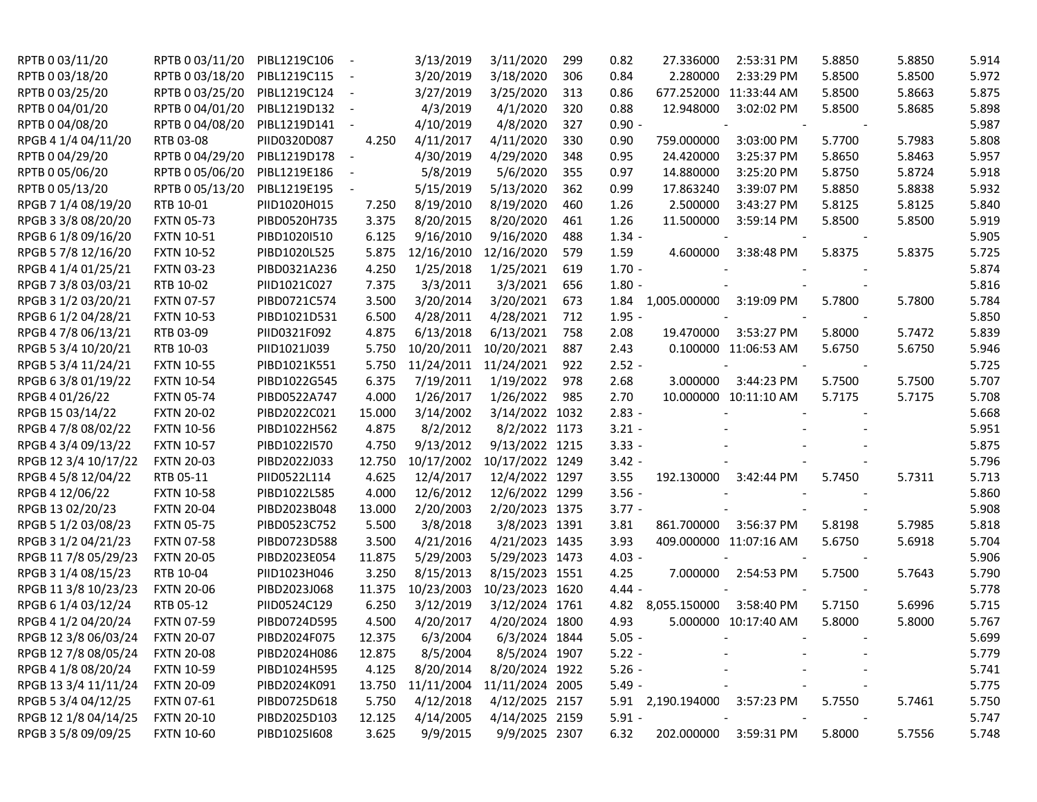| | | | | | | | | | | | | | |
|---|---|---|---|---|---|---|---|---|---|---|---|---|---|
| RPTB 0 03/11/20 | RPTB 0 03/11/20 | PIBL1219C106 | - | 3/13/2019 | 3/11/2020 | 299 | 0.82 | 27.336000 | 2:53:31 PM | 5.8850 | 5.8850 | 5.914 |
| RPTB 0 03/18/20 | RPTB 0 03/18/20 | PIBL1219C115 | - | 3/20/2019 | 3/18/2020 | 306 | 0.84 | 2.280000 | 2:33:29 PM | 5.8500 | 5.8500 | 5.972 |
| RPTB 0 03/25/20 | RPTB 0 03/25/20 | PIBL1219C124 | - | 3/27/2019 | 3/25/2020 | 313 | 0.86 | 677.252000 | 11:33:44 AM | 5.8500 | 5.8663 | 5.875 |
| RPTB 0 04/01/20 | RPTB 0 04/01/20 | PIBL1219D132 | - | 4/3/2019 | 4/1/2020 | 320 | 0.88 | 12.948000 | 3:02:02 PM | 5.8500 | 5.8685 | 5.898 |
| RPTB 0 04/08/20 | RPTB 0 04/08/20 | PIBL1219D141 | - | 4/10/2019 | 4/8/2020 | 327 | 0.90 | - | - | - | - | 5.987 |
| RPGB 4 1/4 04/11/20 | RTB 03-08 | PIID0320D087 | 4.250 | 4/11/2017 | 4/11/2020 | 330 | 0.90 | 759.000000 | 3:03:00 PM | 5.7700 | 5.7983 | 5.808 |
| RPTB 0 04/29/20 | RPTB 0 04/29/20 | PIBL1219D178 | - | 4/30/2019 | 4/29/2020 | 348 | 0.95 | 24.420000 | 3:25:37 PM | 5.8650 | 5.8463 | 5.957 |
| RPTB 0 05/06/20 | RPTB 0 05/06/20 | PIBL1219E186 | - | 5/8/2019 | 5/6/2020 | 355 | 0.97 | 14.880000 | 3:25:20 PM | 5.8750 | 5.8724 | 5.918 |
| RPTB 0 05/13/20 | RPTB 0 05/13/20 | PIBL1219E195 | - | 5/15/2019 | 5/13/2020 | 362 | 0.99 | 17.863240 | 3:39:07 PM | 5.8850 | 5.8838 | 5.932 |
| RPGB 7 1/4 08/19/20 | RTB 10-01 | PIID1020H015 | 7.250 | 8/19/2010 | 8/19/2020 | 460 | 1.26 | 2.500000 | 3:43:27 PM | 5.8125 | 5.8125 | 5.840 |
| RPGB 3 3/8 08/20/20 | FXTN 05-73 | PIBD0520H735 | 3.375 | 8/20/2015 | 8/20/2020 | 461 | 1.26 | 11.500000 | 3:59:14 PM | 5.8500 | 5.8500 | 5.919 |
| RPGB 6 1/8 09/16/20 | FXTN 10-51 | PIBD1020I510 | 6.125 | 9/16/2010 | 9/16/2020 | 488 | 1.34 | - | - | - | - | 5.905 |
| RPGB 5 7/8 12/16/20 | FXTN 10-52 | PIBD1020L525 | 5.875 | 12/16/2010 | 12/16/2020 | 579 | 1.59 | 4.600000 | 3:38:48 PM | 5.8375 | 5.8375 | 5.725 |
| RPGB 4 1/4 01/25/21 | FXTN 03-23 | PIBD0321A236 | 4.250 | 1/25/2018 | 1/25/2021 | 619 | 1.70 | - | - | - | - | 5.874 |
| RPGB 7 3/8 03/03/21 | RTB 10-02 | PIID1021C027 | 7.375 | 3/3/2011 | 3/3/2021 | 656 | 1.80 | - | - | - | - | 5.816 |
| RPGB 3 1/2 03/20/21 | FXTN 07-57 | PIBD0721C574 | 3.500 | 3/20/2014 | 3/20/2021 | 673 | 1.84 | 1,005.000000 | 3:19:09 PM | 5.7800 | 5.7800 | 5.784 |
| RPGB 6 1/2 04/28/21 | FXTN 10-53 | PIBD1021D531 | 6.500 | 4/28/2011 | 4/28/2021 | 712 | 1.95 | - | - | - | - | 5.850 |
| RPGB 4 7/8 06/13/21 | RTB 03-09 | PIID0321F092 | 4.875 | 6/13/2018 | 6/13/2021 | 758 | 2.08 | 19.470000 | 3:53:27 PM | 5.8000 | 5.7472 | 5.839 |
| RPGB 5 3/4 10/20/21 | RTB 10-03 | PIID1021J039 | 5.750 | 10/20/2011 | 10/20/2021 | 887 | 2.43 | 0.100000 | 11:06:53 AM | 5.6750 | 5.6750 | 5.946 |
| RPGB 5 3/4 11/24/21 | FXTN 10-55 | PIBD1021K551 | 5.750 | 11/24/2011 | 11/24/2021 | 922 | 2.52 | - | - | - | - | 5.725 |
| RPGB 6 3/8 01/19/22 | FXTN 10-54 | PIBD1022G545 | 6.375 | 7/19/2011 | 1/19/2022 | 978 | 2.68 | 3.000000 | 3:44:23 PM | 5.7500 | 5.7500 | 5.707 |
| RPGB 4 01/26/22 | FXTN 05-74 | PIBD0522A747 | 4.000 | 1/26/2017 | 1/26/2022 | 985 | 2.70 | 10.000000 | 10:11:10 AM | 5.7175 | 5.7175 | 5.708 |
| RPGB 15 03/14/22 | FXTN 20-02 | PIBD2022C021 | 15.000 | 3/14/2002 | 3/14/2022 | 1032 | 2.83 | - | - | - | - | 5.668 |
| RPGB 4 7/8 08/02/22 | FXTN 10-56 | PIBD1022H562 | 4.875 | 8/2/2012 | 8/2/2022 | 1173 | 3.21 | - | - | - | - | 5.951 |
| RPGB 4 3/4 09/13/22 | FXTN 10-57 | PIBD1022I570 | 4.750 | 9/13/2012 | 9/13/2022 | 1215 | 3.33 | - | - | - | - | 5.875 |
| RPGB 12 3/4 10/17/22 | FXTN 20-03 | PIBD2022J033 | 12.750 | 10/17/2002 | 10/17/2022 | 1249 | 3.42 | - | - | - | - | 5.796 |
| RPGB 4 5/8 12/04/22 | RTB 05-11 | PIID0522L114 | 4.625 | 12/4/2017 | 12/4/2022 | 1297 | 3.55 | 192.130000 | 3:42:44 PM | 5.7450 | 5.7311 | 5.713 |
| RPGB 4 12/06/22 | FXTN 10-58 | PIBD1022L585 | 4.000 | 12/6/2012 | 12/6/2022 | 1299 | 3.56 | - | - | - | - | 5.860 |
| RPGB 13 02/20/23 | FXTN 20-04 | PIBD2023B048 | 13.000 | 2/20/2003 | 2/20/2023 | 1375 | 3.77 | - | - | - | - | 5.908 |
| RPGB 5 1/2 03/08/23 | FXTN 05-75 | PIBD0523C752 | 5.500 | 3/8/2018 | 3/8/2023 | 1391 | 3.81 | 861.700000 | 3:56:37 PM | 5.8198 | 5.7985 | 5.818 |
| RPGB 3 1/2 04/21/23 | FXTN 07-58 | PIBD0723D588 | 3.500 | 4/21/2016 | 4/21/2023 | 1435 | 3.93 | 409.000000 | 11:07:16 AM | 5.6750 | 5.6918 | 5.704 |
| RPGB 11 7/8 05/29/23 | FXTN 20-05 | PIBD2023E054 | 11.875 | 5/29/2003 | 5/29/2023 | 1473 | 4.03 | - | - | - | - | 5.906 |
| RPGB 3 1/4 08/15/23 | RTB 10-04 | PIID1023H046 | 3.250 | 8/15/2013 | 8/15/2023 | 1551 | 4.25 | 7.000000 | 2:54:53 PM | 5.7500 | 5.7643 | 5.790 |
| RPGB 11 3/8 10/23/23 | FXTN 20-06 | PIBD2023J068 | 11.375 | 10/23/2003 | 10/23/2023 | 1620 | 4.44 | - | - | - | - | 5.778 |
| RPGB 6 1/4 03/12/24 | RTB 05-12 | PIID0524C129 | 6.250 | 3/12/2019 | 3/12/2024 | 1761 | 4.82 | 8,055.150000 | 3:58:40 PM | 5.7150 | 5.6996 | 5.715 |
| RPGB 4 1/2 04/20/24 | FXTN 07-59 | PIBD0724D595 | 4.500 | 4/20/2017 | 4/20/2024 | 1800 | 4.93 | 5.000000 | 10:17:40 AM | 5.8000 | 5.8000 | 5.767 |
| RPGB 12 3/8 06/03/24 | FXTN 20-07 | PIBD2024F075 | 12.375 | 6/3/2004 | 6/3/2024 | 1844 | 5.05 | - | - | - | - | 5.699 |
| RPGB 12 7/8 08/05/24 | FXTN 20-08 | PIBD2024H086 | 12.875 | 8/5/2004 | 8/5/2024 | 1907 | 5.22 | - | - | - | - | 5.779 |
| RPGB 4 1/8 08/20/24 | FXTN 10-59 | PIBD1024H595 | 4.125 | 8/20/2014 | 8/20/2024 | 1922 | 5.26 | - | - | - | - | 5.741 |
| RPGB 13 3/4 11/11/24 | FXTN 20-09 | PIBD2024K091 | 13.750 | 11/11/2004 | 11/11/2024 | 2005 | 5.49 | - | - | - | - | 5.775 |
| RPGB 5 3/4 04/12/25 | FXTN 07-61 | PIBD0725D618 | 5.750 | 4/12/2018 | 4/12/2025 | 2157 | 5.91 | 2,190.194000 | 3:57:23 PM | 5.7550 | 5.7461 | 5.750 |
| RPGB 12 1/8 04/14/25 | FXTN 20-10 | PIBD2025D103 | 12.125 | 4/14/2005 | 4/14/2025 | 2159 | 5.91 | - | - | - | - | 5.747 |
| RPGB 3 5/8 09/09/25 | FXTN 10-60 | PIBD1025I608 | 3.625 | 9/9/2015 | 9/9/2025 | 2307 | 6.32 | 202.000000 | 3:59:31 PM | 5.8000 | 5.7556 | 5.748 |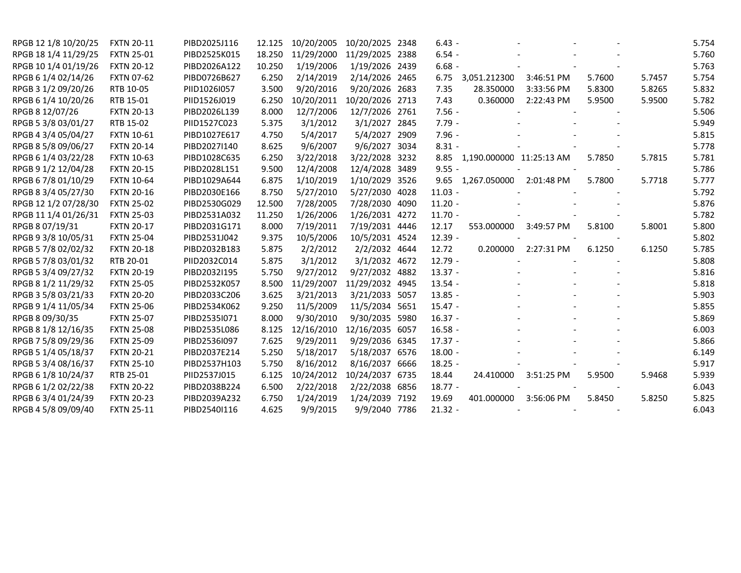| | | | | | | | | | | | | |
|---|---|---|---|---|---|---|---|---|---|---|---|---|
| RPGB 12 1/8 10/20/25 | FXTN 20-11 | PIBD2025J116 | 12.125 | 10/20/2005 | 10/20/2025 | 2348 | 6.43 | - | - | - | - | 5.754 |
| RPGB 18 1/4 11/29/25 | FXTN 25-01 | PIBD2525K015 | 18.250 | 11/29/2000 | 11/29/2025 | 2388 | 6.54 | - | - | - | - | 5.760 |
| RPGB 10 1/4 01/19/26 | FXTN 20-12 | PIBD2026A122 | 10.250 | 1/19/2006 | 1/19/2026 | 2439 | 6.68 | - | - | - | - | 5.763 |
| RPGB 6 1/4 02/14/26 | FXTN 07-62 | PIBD0726B627 | 6.250 | 2/14/2019 | 2/14/2026 | 2465 | 6.75 | 3,051.212300 | 3:46:51 PM | 5.7600 | 5.7457 | 5.754 |
| RPGB 3 1/2 09/20/26 | RTB 10-05 | PIID1026I057 | 3.500 | 9/20/2016 | 9/20/2026 | 2683 | 7.35 | 28.350000 | 3:33:56 PM | 5.8300 | 5.8265 | 5.832 |
| RPGB 6 1/4 10/20/26 | RTB 15-01 | PIID1526J019 | 6.250 | 10/20/2011 | 10/20/2026 | 2713 | 7.43 | 0.360000 | 2:22:43 PM | 5.9500 | 5.9500 | 5.782 |
| RPGB 8 12/07/26 | FXTN 20-13 | PIBD2026L139 | 8.000 | 12/7/2006 | 12/7/2026 | 2761 | 7.56 | - | - | - | - | 5.506 |
| RPGB 5 3/8 03/01/27 | RTB 15-02 | PIID1527C023 | 5.375 | 3/1/2012 | 3/1/2027 | 2845 | 7.79 | - | - | - | - | 5.949 |
| RPGB 4 3/4 05/04/27 | FXTN 10-61 | PIBD1027E617 | 4.750 | 5/4/2017 | 5/4/2027 | 2909 | 7.96 | - | - | - | - | 5.815 |
| RPGB 8 5/8 09/06/27 | FXTN 20-14 | PIBD2027I140 | 8.625 | 9/6/2007 | 9/6/2027 | 3034 | 8.31 | - | - | - | - | 5.778 |
| RPGB 6 1/4 03/22/28 | FXTN 10-63 | PIBD1028C635 | 6.250 | 3/22/2018 | 3/22/2028 | 3232 | 8.85 | 1,190.000000 | 11:25:13 AM | 5.7850 | 5.7815 | 5.781 |
| RPGB 9 1/2 12/04/28 | FXTN 20-15 | PIBD2028L151 | 9.500 | 12/4/2008 | 12/4/2028 | 3489 | 9.55 | - | - | - | - | 5.786 |
| RPGB 6 7/8 01/10/29 | FXTN 10-64 | PIBD1029A644 | 6.875 | 1/10/2019 | 1/10/2029 | 3526 | 9.65 | 1,267.050000 | 2:01:48 PM | 5.7800 | 5.7718 | 5.777 |
| RPGB 8 3/4 05/27/30 | FXTN 20-16 | PIBD2030E166 | 8.750 | 5/27/2010 | 5/27/2030 | 4028 | 11.03 | - | - | - | - | 5.792 |
| RPGB 12 1/2 07/28/30 | FXTN 25-02 | PIBD2530G029 | 12.500 | 7/28/2005 | 7/28/2030 | 4090 | 11.20 | - | - | - | - | 5.876 |
| RPGB 11 1/4 01/26/31 | FXTN 25-03 | PIBD2531A032 | 11.250 | 1/26/2006 | 1/26/2031 | 4272 | 11.70 | - | - | - | - | 5.782 |
| RPGB 8 07/19/31 | FXTN 20-17 | PIBD2031G171 | 8.000 | 7/19/2011 | 7/19/2031 | 4446 | 12.17 | 553.000000 | 3:49:57 PM | 5.8100 | 5.8001 | 5.800 |
| RPGB 9 3/8 10/05/31 | FXTN 25-04 | PIBD2531J042 | 9.375 | 10/5/2006 | 10/5/2031 | 4524 | 12.39 | - | - | - | - | 5.802 |
| RPGB 5 7/8 02/02/32 | FXTN 20-18 | PIBD2032B183 | 5.875 | 2/2/2012 | 2/2/2032 | 4644 | 12.72 | 0.200000 | 2:27:31 PM | 6.1250 | 6.1250 | 5.785 |
| RPGB 5 7/8 03/01/32 | RTB 20-01 | PIID2032C014 | 5.875 | 3/1/2012 | 3/1/2032 | 4672 | 12.79 | - | - | - | - | 5.808 |
| RPGB 5 3/4 09/27/32 | FXTN 20-19 | PIBD2032I195 | 5.750 | 9/27/2012 | 9/27/2032 | 4882 | 13.37 | - | - | - | - | 5.816 |
| RPGB 8 1/2 11/29/32 | FXTN 25-05 | PIBD2532K057 | 8.500 | 11/29/2007 | 11/29/2032 | 4945 | 13.54 | - | - | - | - | 5.818 |
| RPGB 3 5/8 03/21/33 | FXTN 20-20 | PIBD2033C206 | 3.625 | 3/21/2013 | 3/21/2033 | 5057 | 13.85 | - | - | - | - | 5.903 |
| RPGB 9 1/4 11/05/34 | FXTN 25-06 | PIBD2534K062 | 9.250 | 11/5/2009 | 11/5/2034 | 5651 | 15.47 | - | - | - | - | 5.855 |
| RPGB 8 09/30/35 | FXTN 25-07 | PIBD2535I071 | 8.000 | 9/30/2010 | 9/30/2035 | 5980 | 16.37 | - | - | - | - | 5.869 |
| RPGB 8 1/8 12/16/35 | FXTN 25-08 | PIBD2535L086 | 8.125 | 12/16/2010 | 12/16/2035 | 6057 | 16.58 | - | - | - | - | 6.003 |
| RPGB 7 5/8 09/29/36 | FXTN 25-09 | PIBD2536I097 | 7.625 | 9/29/2011 | 9/29/2036 | 6345 | 17.37 | - | - | - | - | 5.866 |
| RPGB 5 1/4 05/18/37 | FXTN 20-21 | PIBD2037E214 | 5.250 | 5/18/2017 | 5/18/2037 | 6576 | 18.00 | - | - | - | - | 6.149 |
| RPGB 5 3/4 08/16/37 | FXTN 25-10 | PIBD2537H103 | 5.750 | 8/16/2012 | 8/16/2037 | 6666 | 18.25 | - | - | - | - | 5.917 |
| RPGB 6 1/8 10/24/37 | RTB 25-01 | PIID2537J015 | 6.125 | 10/24/2012 | 10/24/2037 | 6735 | 18.44 | 24.410000 | 3:51:25 PM | 5.9500 | 5.9468 | 5.939 |
| RPGB 6 1/2 02/22/38 | FXTN 20-22 | PIBD2038B224 | 6.500 | 2/22/2018 | 2/22/2038 | 6856 | 18.77 | - | - | - | - | 6.043 |
| RPGB 6 3/4 01/24/39 | FXTN 20-23 | PIBD2039A232 | 6.750 | 1/24/2019 | 1/24/2039 | 7192 | 19.69 | 401.000000 | 3:56:06 PM | 5.8450 | 5.8250 | 5.825 |
| RPGB 4 5/8 09/09/40 | FXTN 25-11 | PIBD2540I116 | 4.625 | 9/9/2015 | 9/9/2040 | 7786 | 21.32 | - | - | - | - | 6.043 |